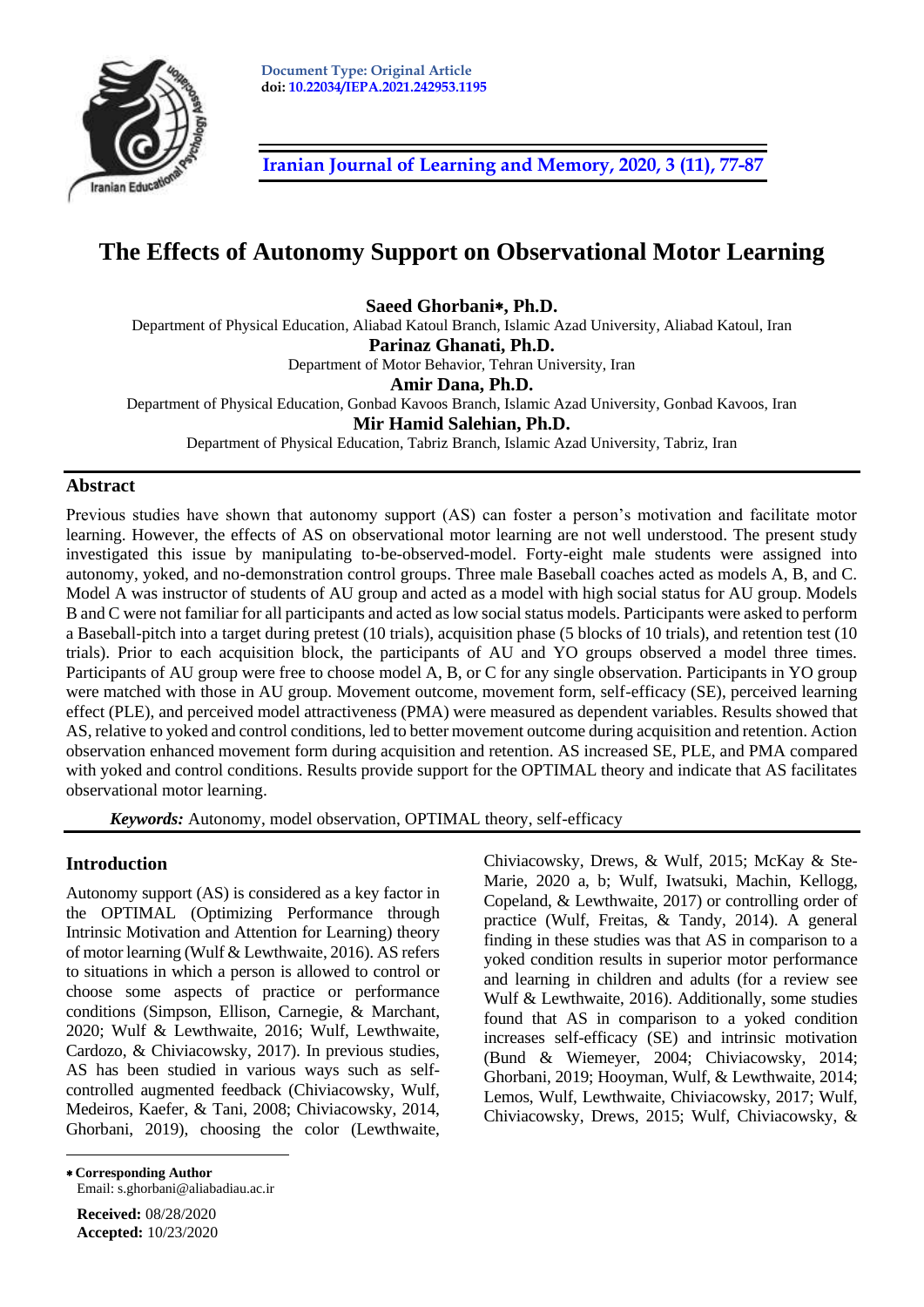Document Type: Original Article
doi: 10.22034/IEPA.2021.242953.1195

# The Effects of Autonomy Support on Observational Motor Learning

**Saeed Ghorbani\*, Ph.D.**
Department of Physical Education, Aliabad Katoul Branch, Islamic Azad University, Aliabad Katoul, Iran
**Parinaz Ghanati, Ph.D.**
Department of Motor Behavior, Tehran University, Iran
**Amir Dana, Ph.D.**
Department of Physical Education, Gonbad Kavoos Branch, Islamic Azad University, Gonbad Kavoos, Iran
**Mir Hamid Salehian, Ph.D.**
Department of Physical Education, Tabriz Branch, Islamic Azad University, Tabriz, Iran

## Abstract

Previous studies have shown that autonomy support (AS) can foster a person's motivation and facilitate motor learning. However, the effects of AS on observational motor learning are not well understood. The present study investigated this issue by manipulating to-be-observed-model. Forty-eight male students were assigned into autonomy, yoked, and no-demonstration control groups. Three male Baseball coaches acted as models A, B, and C. Model A was instructor of students of AU group and acted as a model with high social status for AU group. Models B and C were not familiar for all participants and acted as low social status models. Participants were asked to perform a Baseball-pitch into a target during pretest (10 trials), acquisition phase (5 blocks of 10 trials), and retention test (10 trials). Prior to each acquisition block, the participants of AU and YO groups observed a model three times. Participants of AU group were free to choose model A, B, or C for any single observation. Participants in YO group were matched with those in AU group. Movement outcome, movement form, self-efficacy (SE), perceived learning effect (PLE), and perceived model attractiveness (PMA) were measured as dependent variables. Results showed that AS, relative to yoked and control conditions, led to better movement outcome during acquisition and retention. Action observation enhanced movement form during acquisition and retention. AS increased SE, PLE, and PMA compared with yoked and control conditions. Results provide support for the OPTIMAL theory and indicate that AS facilitates observational motor learning.

***Keywords:*** Autonomy, model observation, OPTIMAL theory, self-efficacy

## Introduction

Autonomy support (AS) is considered as a key factor in the OPTIMAL (Optimizing Performance through Intrinsic Motivation and Attention for Learning) theory of motor learning (Wulf & Lewthwaite, 2016). AS refers to situations in which a person is allowed to control or choose some aspects of practice or performance conditions (Simpson, Ellison, Carnegie, & Marchant, 2020; Wulf & Lewthwaite, 2016; Wulf, Lewthwaite, Cardozo, & Chiviacowsky, 2017). In previous studies, AS has been studied in various ways such as self-controlled augmented feedback (Chiviacowsky, Wulf, Medeiros, Kaefer, & Tani, 2008; Chiviacowsky, 2014; Ghorbani, 2019), choosing the color (Lewthwaite, Chiviacowsky, Drews, & Wulf, 2015; McKay & Ste-Marie, 2020 a, b; Wulf, Iwatsuki, Machin, Kellogg, Copeland, & Lewthwaite, 2017) or controlling order of practice (Wulf, Freitas, & Tandy, 2014). A general finding in these studies was that AS in comparison to a yoked condition results in superior motor performance and learning in children and adults (for a review see Wulf & Lewthwaite, 2016). Additionally, some studies found that AS in comparison to a yoked condition increases self-efficacy (SE) and intrinsic motivation (Bund & Wiemeyer, 2004; Chiviacowsky, 2014; Ghorbani, 2019; Hooyman, Wulf, & Lewthwaite, 2014; Lemos, Wulf, Lewthwaite, Chiviacowsky, 2017; Wulf, Chiviacowsky, Drews, 2015; Wulf, Chiviacowsky, &

\* **Corresponding Author**
Email: s.ghorbani@aliabadiau.ac.ir

**Received:** 08/28/2020
**Accepted:** 10/23/2020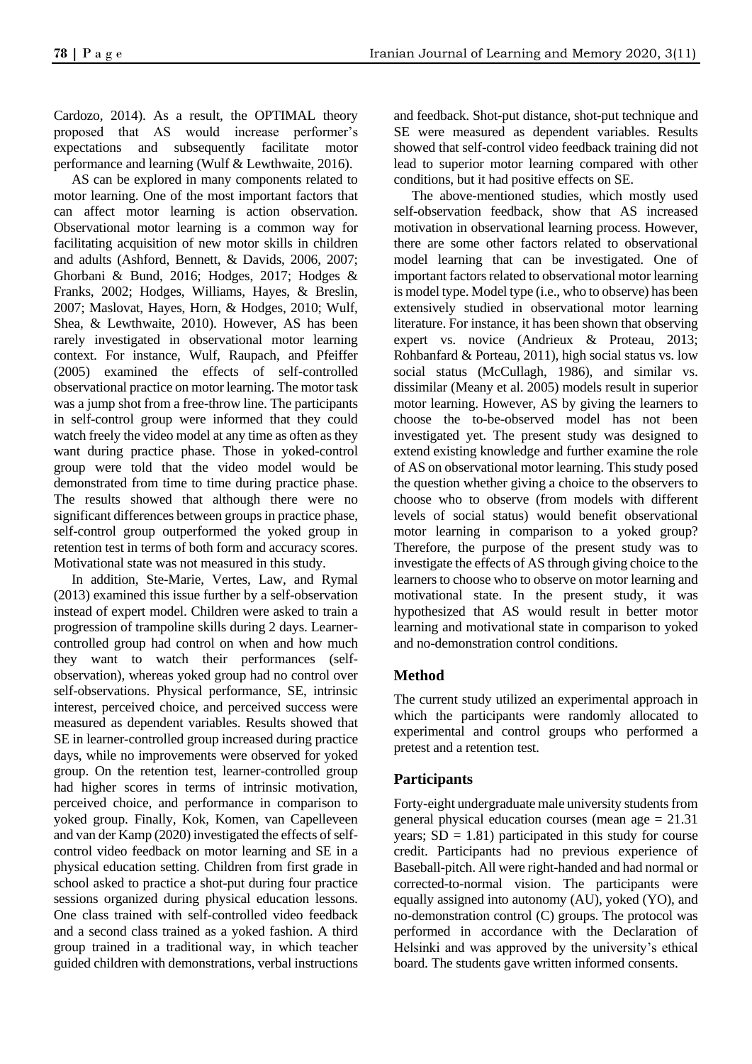Cardozo, 2014). As a result, the OPTIMAL theory proposed that AS would increase performer's expectations and subsequently facilitate motor performance and learning (Wulf & Lewthwaite, 2016).

AS can be explored in many components related to motor learning. One of the most important factors that can affect motor learning is action observation. Observational motor learning is a common way for facilitating acquisition of new motor skills in children and adults (Ashford, Bennett, & Davids, 2006, 2007; Ghorbani & Bund, 2016; Hodges, 2017; Hodges & Franks, 2002; Hodges, Williams, Hayes, & Breslin, 2007; Maslovat, Hayes, Horn, & Hodges, 2010; Wulf, Shea, & Lewthwaite, 2010). However, AS has been rarely investigated in observational motor learning context. For instance, Wulf, Raupach, and Pfeiffer (2005) examined the effects of self-controlled observational practice on motor learning. The motor task was a jump shot from a free-throw line. The participants in self-control group were informed that they could watch freely the video model at any time as often as they want during practice phase. Those in yoked-control group were told that the video model would be demonstrated from time to time during practice phase. The results showed that although there were no significant differences between groups in practice phase, self-control group outperformed the yoked group in retention test in terms of both form and accuracy scores. Motivational state was not measured in this study.

In addition, Ste-Marie, Vertes, Law, and Rymal (2013) examined this issue further by a self-observation instead of expert model. Children were asked to train a progression of trampoline skills during 2 days. Learner-controlled group had control on when and how much they want to watch their performances (self-observation), whereas yoked group had no control over self-observations. Physical performance, SE, intrinsic interest, perceived choice, and perceived success were measured as dependent variables. Results showed that SE in learner-controlled group increased during practice days, while no improvements were observed for yoked group. On the retention test, learner-controlled group had higher scores in terms of intrinsic motivation, perceived choice, and performance in comparison to yoked group. Finally, Kok, Komen, van Capelleveen and van der Kamp (2020) investigated the effects of self-control video feedback on motor learning and SE in a physical education setting. Children from first grade in school asked to practice a shot-put during four practice sessions organized during physical education lessons. One class trained with self-controlled video feedback and a second class trained as a yoked fashion. A third group trained in a traditional way, in which teacher guided children with demonstrations, verbal instructions and feedback. Shot-put distance, shot-put technique and SE were measured as dependent variables. Results showed that self-control video feedback training did not lead to superior motor learning compared with other conditions, but it had positive effects on SE.

The above-mentioned studies, which mostly used self-observation feedback, show that AS increased motivation in observational learning process. However, there are some other factors related to observational model learning that can be investigated. One of important factors related to observational motor learning is model type. Model type (i.e., who to observe) has been extensively studied in observational motor learning literature. For instance, it has been shown that observing expert vs. novice (Andrieux & Proteau, 2013; Rohbanfard & Porteau, 2011), high social status vs. low social status (McCullagh, 1986), and similar vs. dissimilar (Meany et al. 2005) models result in superior motor learning. However, AS by giving the learners to choose the to-be-observed model has not been investigated yet. The present study was designed to extend existing knowledge and further examine the role of AS on observational motor learning. This study posed the question whether giving a choice to the observers to choose who to observe (from models with different levels of social status) would benefit observational motor learning in comparison to a yoked group? Therefore, the purpose of the present study was to investigate the effects of AS through giving choice to the learners to choose who to observe on motor learning and motivational state. In the present study, it was hypothesized that AS would result in better motor learning and motivational state in comparison to yoked and no-demonstration control conditions.

## Method

The current study utilized an experimental approach in which the participants were randomly allocated to experimental and control groups who performed a pretest and a retention test.

## Participants

Forty-eight undergraduate male university students from general physical education courses (mean age = 21.31 years; SD = 1.81) participated in this study for course credit. Participants had no previous experience of Baseball-pitch. All were right-handed and had normal or corrected-to-normal vision. The participants were equally assigned into autonomy (AU), yoked (YO), and no-demonstration control (C) groups. The protocol was performed in accordance with the Declaration of Helsinki and was approved by the university's ethical board. The students gave written informed consents.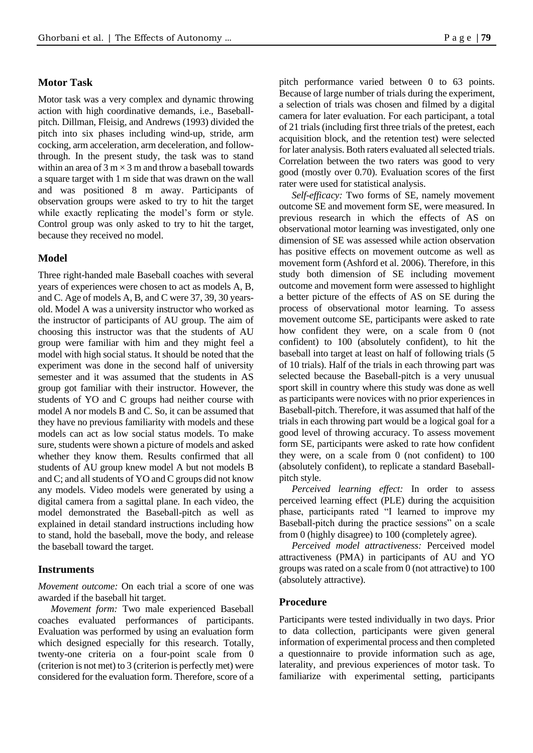## Motor Task

Motor task was a very complex and dynamic throwing action with high coordinative demands, i.e., Baseball-pitch. Dillman, Fleisig, and Andrews (1993) divided the pitch into six phases including wind-up, stride, arm cocking, arm acceleration, arm deceleration, and follow-through. In the present study, the task was to stand within an area of 3 m × 3 m and throw a baseball towards a square target with 1 m side that was drawn on the wall and was positioned 8 m away. Participants of observation groups were asked to try to hit the target while exactly replicating the model's form or style. Control group was only asked to try to hit the target, because they received no model.

## Model

Three right-handed male Baseball coaches with several years of experiences were chosen to act as models A, B, and C. Age of models A, B, and C were 37, 39, 30 years-old. Model A was a university instructor who worked as the instructor of participants of AU group. The aim of choosing this instructor was that the students of AU group were familiar with him and they might feel a model with high social status. It should be noted that the experiment was done in the second half of university semester and it was assumed that the students in AS group got familiar with their instructor. However, the students of YO and C groups had neither course with model A nor models B and C. So, it can be assumed that they have no previous familiarity with models and these models can act as low social status models. To make sure, students were shown a picture of models and asked whether they know them. Results confirmed that all students of AU group knew model A but not models B and C; and all students of YO and C groups did not know any models. Video models were generated by using a digital camera from a sagittal plane. In each video, the model demonstrated the Baseball-pitch as well as explained in detail standard instructions including how to stand, hold the baseball, move the body, and release the baseball toward the target.

## Instruments

*Movement outcome:* On each trial a score of one was awarded if the baseball hit target.

*Movement form:* Two male experienced Baseball coaches evaluated performances of participants. Evaluation was performed by using an evaluation form which designed especially for this research. Totally, twenty-one criteria on a four-point scale from 0 (criterion is not met) to 3 (criterion is perfectly met) were considered for the evaluation form. Therefore, score of a pitch performance varied between 0 to 63 points. Because of large number of trials during the experiment, a selection of trials was chosen and filmed by a digital camera for later evaluation. For each participant, a total of 21 trials (including first three trials of the pretest, each acquisition block, and the retention test) were selected for later analysis. Both raters evaluated all selected trials. Correlation between the two raters was good to very good (mostly over 0.70). Evaluation scores of the first rater were used for statistical analysis.

*Self-efficacy:* Two forms of SE, namely movement outcome SE and movement form SE, were measured. In previous research in which the effects of AS on observational motor learning was investigated, only one dimension of SE was assessed while action observation has positive effects on movement outcome as well as movement form (Ashford et al. 2006). Therefore, in this study both dimension of SE including movement outcome and movement form were assessed to highlight a better picture of the effects of AS on SE during the process of observational motor learning. To assess movement outcome SE, participants were asked to rate how confident they were, on a scale from 0 (not confident) to 100 (absolutely confident), to hit the baseball into target at least on half of following trials (5 of 10 trials). Half of the trials in each throwing part was selected because the Baseball-pitch is a very unusual sport skill in country where this study was done as well as participants were novices with no prior experiences in Baseball-pitch. Therefore, it was assumed that half of the trials in each throwing part would be a logical goal for a good level of throwing accuracy. To assess movement form SE, participants were asked to rate how confident they were, on a scale from 0 (not confident) to 100 (absolutely confident), to replicate a standard Baseball-pitch style.

*Perceived learning effect:* In order to assess perceived learning effect (PLE) during the acquisition phase, participants rated "I learned to improve my Baseball-pitch during the practice sessions" on a scale from 0 (highly disagree) to 100 (completely agree).

*Perceived model attractiveness:* Perceived model attractiveness (PMA) in participants of AU and YO groups was rated on a scale from 0 (not attractive) to 100 (absolutely attractive).

## Procedure

Participants were tested individually in two days. Prior to data collection, participants were given general information of experimental process and then completed a questionnaire to provide information such as age, laterality, and previous experiences of motor task. To familiarize with experimental setting, participants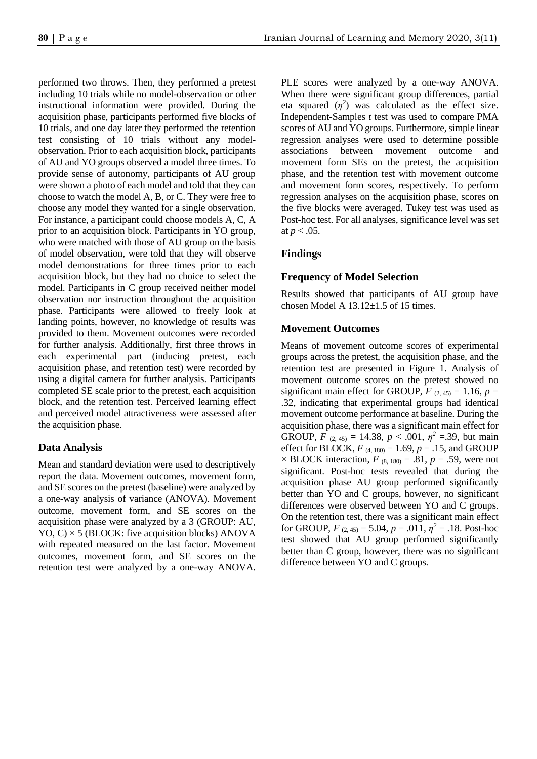performed two throws. Then, they performed a pretest including 10 trials while no model-observation or other instructional information were provided. During the acquisition phase, participants performed five blocks of 10 trials, and one day later they performed the retention test consisting of 10 trials without any model-observation. Prior to each acquisition block, participants of AU and YO groups observed a model three times. To provide sense of autonomy, participants of AU group were shown a photo of each model and told that they can choose to watch the model A, B, or C. They were free to choose any model they wanted for a single observation. For instance, a participant could choose models A, C, A prior to an acquisition block. Participants in YO group, who were matched with those of AU group on the basis of model observation, were told that they will observe model demonstrations for three times prior to each acquisition block, but they had no choice to select the model. Participants in C group received neither model observation nor instruction throughout the acquisition phase. Participants were allowed to freely look at landing points, however, no knowledge of results was provided to them. Movement outcomes were recorded for further analysis. Additionally, first three throws in each experimental part (inducing pretest, each acquisition phase, and retention test) were recorded by using a digital camera for further analysis. Participants completed SE scale prior to the pretest, each acquisition block, and the retention test. Perceived learning effect and perceived model attractiveness were assessed after the acquisition phase.

### Data Analysis

Mean and standard deviation were used to descriptively report the data. Movement outcomes, movement form, and SE scores on the pretest (baseline) were analyzed by a one-way analysis of variance (ANOVA). Movement outcome, movement form, and SE scores on the acquisition phase were analyzed by a 3 (GROUP: AU, YO, C) × 5 (BLOCK: five acquisition blocks) ANOVA with repeated measured on the last factor. Movement outcomes, movement form, and SE scores on the retention test were analyzed by a one-way ANOVA. PLE scores were analyzed by a one-way ANOVA. When there were significant group differences, partial eta squared ($\eta^2$) was calculated as the effect size. Independent-Samples *t* test was used to compare PMA scores of AU and YO groups. Furthermore, simple linear regression analyses were used to determine possible associations between movement outcome and movement form SEs on the pretest, the acquisition phase, and the retention test with movement outcome and movement form scores, respectively. To perform regression analyses on the acquisition phase, scores on the five blocks were averaged. Tukey test was used as Post-hoc test. For all analyses, significance level was set at $p < .05$.

## Findings

### Frequency of Model Selection

Results showed that participants of AU group have chosen Model A 13.12±1.5 of 15 times.

### Movement Outcomes

Means of movement outcome scores of experimental groups across the pretest, the acquisition phase, and the retention test are presented in Figure 1. Analysis of movement outcome scores on the pretest showed no significant main effect for GROUP, $F_{(2, 45)} = 1.16$, $p = .32$, indicating that experimental groups had identical movement outcome performance at baseline. During the acquisition phase, there was a significant main effect for GROUP, $F_{(2, 45)} = 14.38$, $p < .001$, $\eta^2 = .39$, but main effect for BLOCK, $F_{(4, 180)} = 1.69$, $p = .15$, and GROUP × BLOCK interaction, $F_{(8, 180)} = .81$, $p = .59$, were not significant. Post-hoc tests revealed that during the acquisition phase AU group performed significantly better than YO and C groups, however, no significant differences were observed between YO and C groups. On the retention test, there was a significant main effect for GROUP, $F_{(2, 45)} = 5.04$, $p = .011$, $\eta^2 = .18$. Post-hoc test showed that AU group performed significantly better than C group, however, there was no significant difference between YO and C groups.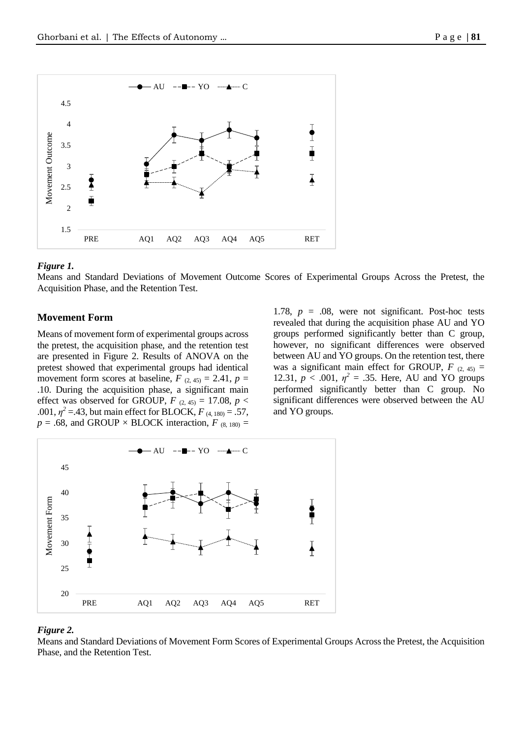*Figure 1.*
Means and Standard Deviations of Movement Outcome Scores of Experimental Groups Across the Pretest, the Acquisition Phase, and the Retention Test.

## Movement Form

Means of movement form of experimental groups across the pretest, the acquisition phase, and the retention test are presented in Figure 2. Results of ANOVA on the pretest showed that experimental groups had identical movement form scores at baseline, $F_{(2, 45)} = 2.41$, $p = .10$. During the acquisition phase, a significant main effect was observed for GROUP, $F_{(2, 45)} = 17.08$, $p < .001$, $\eta^2 = .43$, but main effect for BLOCK, $F_{(4, 180)} = .57$, $p = .68$, and GROUP × BLOCK interaction, $F_{(8, 180)} = 1.78$, $p = .08$, were not significant. Post-hoc tests revealed that during the acquisition phase AU and YO groups performed significantly better than C group, however, no significant differences were observed between AU and YO groups. On the retention test, there was a significant main effect for GROUP, $F_{(2, 45)} = 12.31$, $p < .001$, $\eta^2 = .35$. Here, AU and YO groups performed significantly better than C group. No significant differences were observed between the AU and YO groups.

*Figure 2.*
Means and Standard Deviations of Movement Form Scores of Experimental Groups Across the Pretest, the Acquisition Phase, and the Retention Test.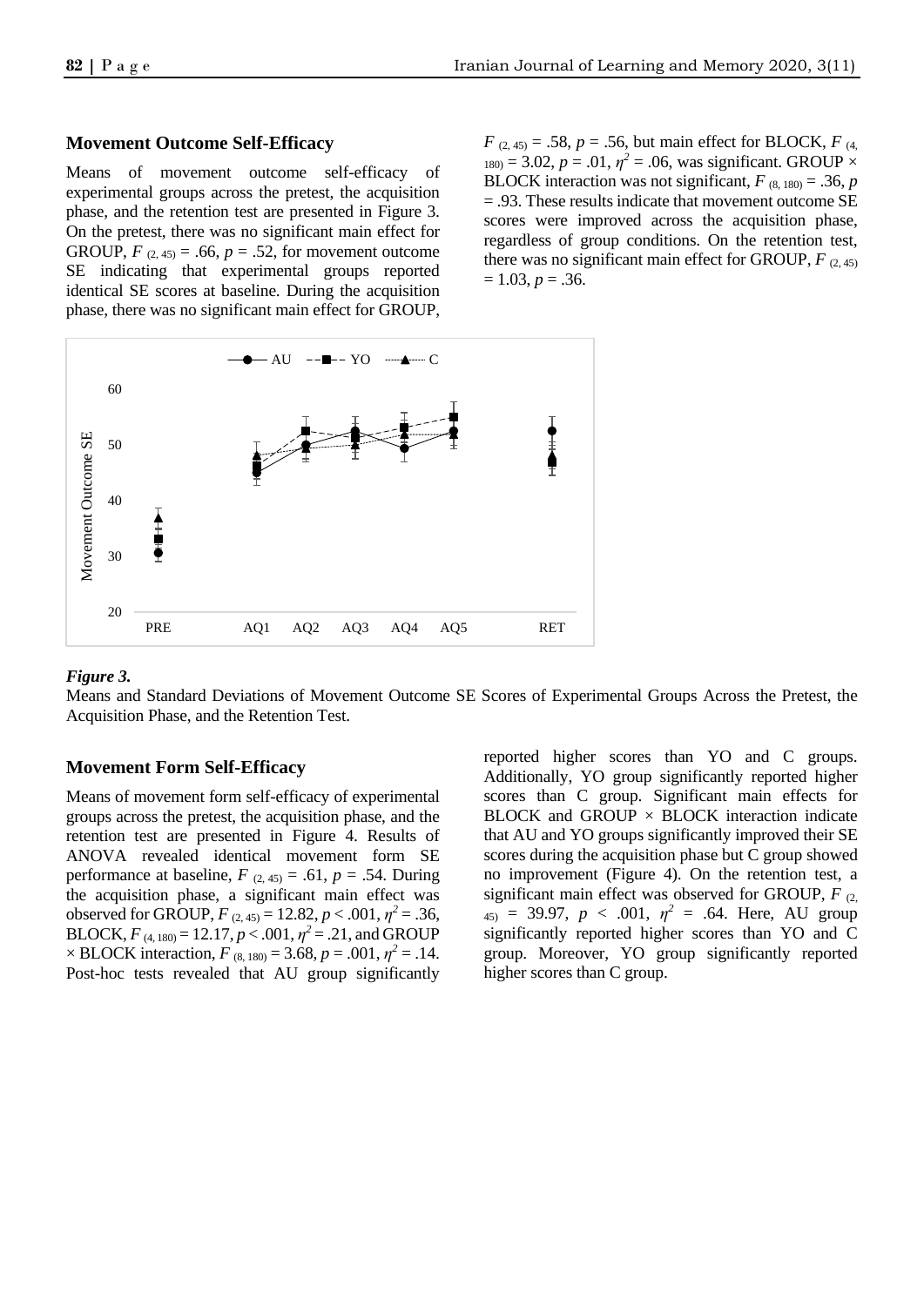## Movement Outcome Self-Efficacy

Means of movement outcome self-efficacy of experimental groups across the pretest, the acquisition phase, and the retention test are presented in Figure 3. On the pretest, there was no significant main effect for GROUP, $F_{(2, 45)} = .66$, $p = .52$, for movement outcome SE indicating that experimental groups reported identical SE scores at baseline. During the acquisition phase, there was no significant main effect for GROUP, $F_{(2, 45)} = .58$, $p = .56$, but main effect for BLOCK, $F_{(4, 180)} = 3.02$, $p = .01$, $\eta^2 = .06$, was significant. GROUP × BLOCK interaction was not significant, $F_{(8, 180)} = .36$, $p = .93$. These results indicate that movement outcome SE scores were improved across the acquisition phase, regardless of group conditions. On the retention test, there was no significant main effect for GROUP, $F_{(2, 45)} = 1.03$, $p = .36$.

***Figure 3.***

Means and Standard Deviations of Movement Outcome SE Scores of Experimental Groups Across the Pretest, the Acquisition Phase, and the Retention Test.

## Movement Form Self-Efficacy

Means of movement form self-efficacy of experimental groups across the pretest, the acquisition phase, and the retention test are presented in Figure 4. Results of ANOVA revealed identical movement form SE performance at baseline, $F_{(2, 45)} = .61$, $p = .54$. During the acquisition phase, a significant main effect was observed for GROUP, $F_{(2, 45)} = 12.82$, $p < .001$, $\eta^2 = .36$, BLOCK, $F_{(4, 180)} = 12.17$, $p < .001$, $\eta^2 = .21$, and GROUP × BLOCK interaction, $F_{(8, 180)} = 3.68$, $p = .001$, $\eta^2 = .14$. Post-hoc tests revealed that AU group significantly reported higher scores than YO and C groups. Additionally, YO group significantly reported higher scores than C group. Significant main effects for BLOCK and GROUP × BLOCK interaction indicate that AU and YO groups significantly improved their SE scores during the acquisition phase but C group showed no improvement (Figure 4). On the retention test, a significant main effect was observed for GROUP, $F_{(2, 45)} = 39.97$, $p < .001$, $\eta^2 = .64$. Here, AU group significantly reported higher scores than YO and C group. Moreover, YO group significantly reported higher scores than C group.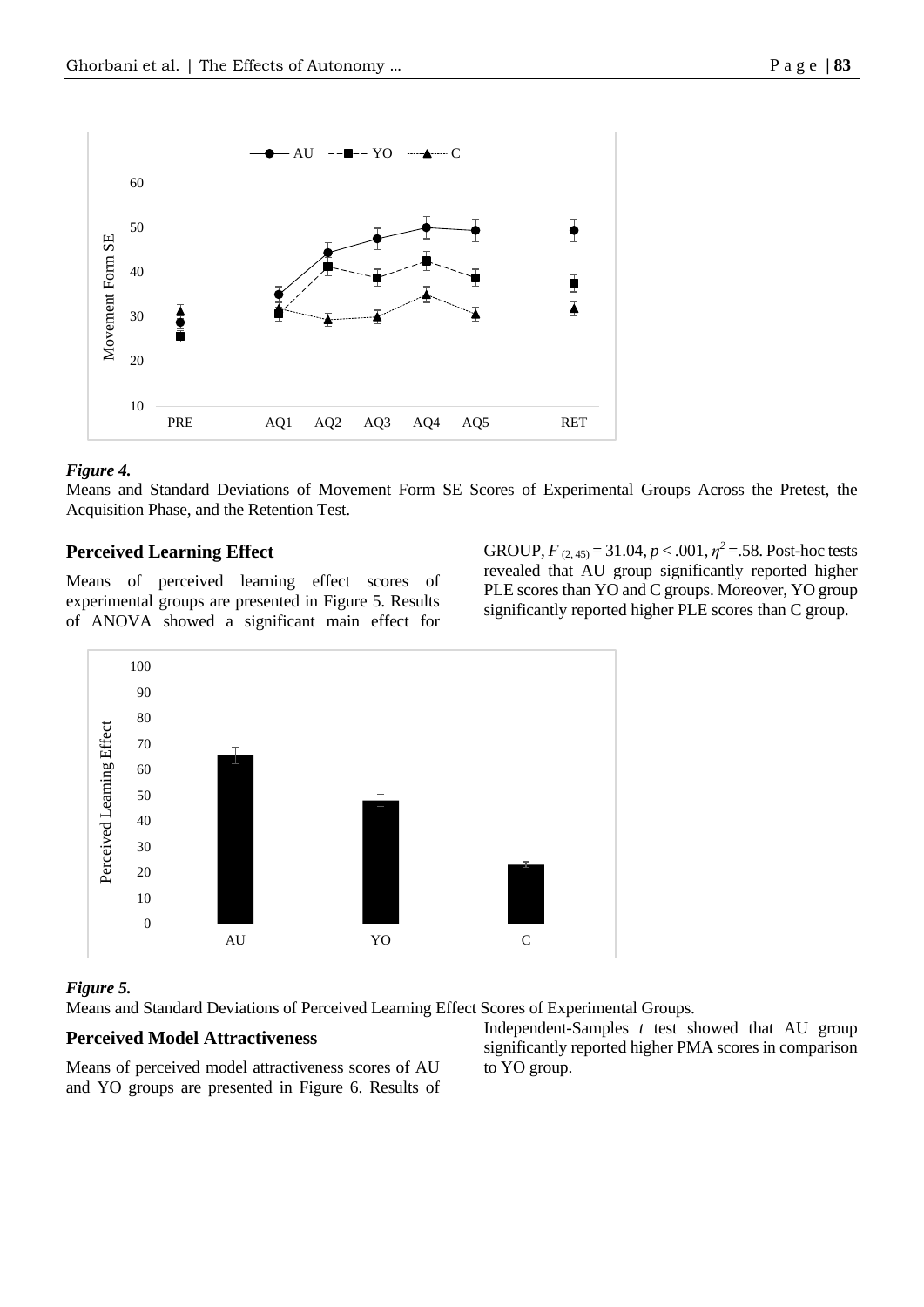*Figure 4.*
Means and Standard Deviations of Movement Form SE Scores of Experimental Groups Across the Pretest, the Acquisition Phase, and the Retention Test.

## Perceived Learning Effect

Means of perceived learning effect scores of experimental groups are presented in Figure 5. Results of ANOVA showed a significant main effect for GROUP, $F_{(2, 45)} = 31.04$, $p < .001$, $\eta^2 = .58$. Post-hoc tests revealed that AU group significantly reported higher PLE scores than YO and C groups. Moreover, YO group significantly reported higher PLE scores than C group.

*Figure 5.*
Means and Standard Deviations of Perceived Learning Effect Scores of Experimental Groups.

## Perceived Model Attractiveness

Means of perceived model attractiveness scores of AU and YO groups are presented in Figure 6. Results of Independent-Samples *t* test showed that AU group significantly reported higher PMA scores in comparison to YO group.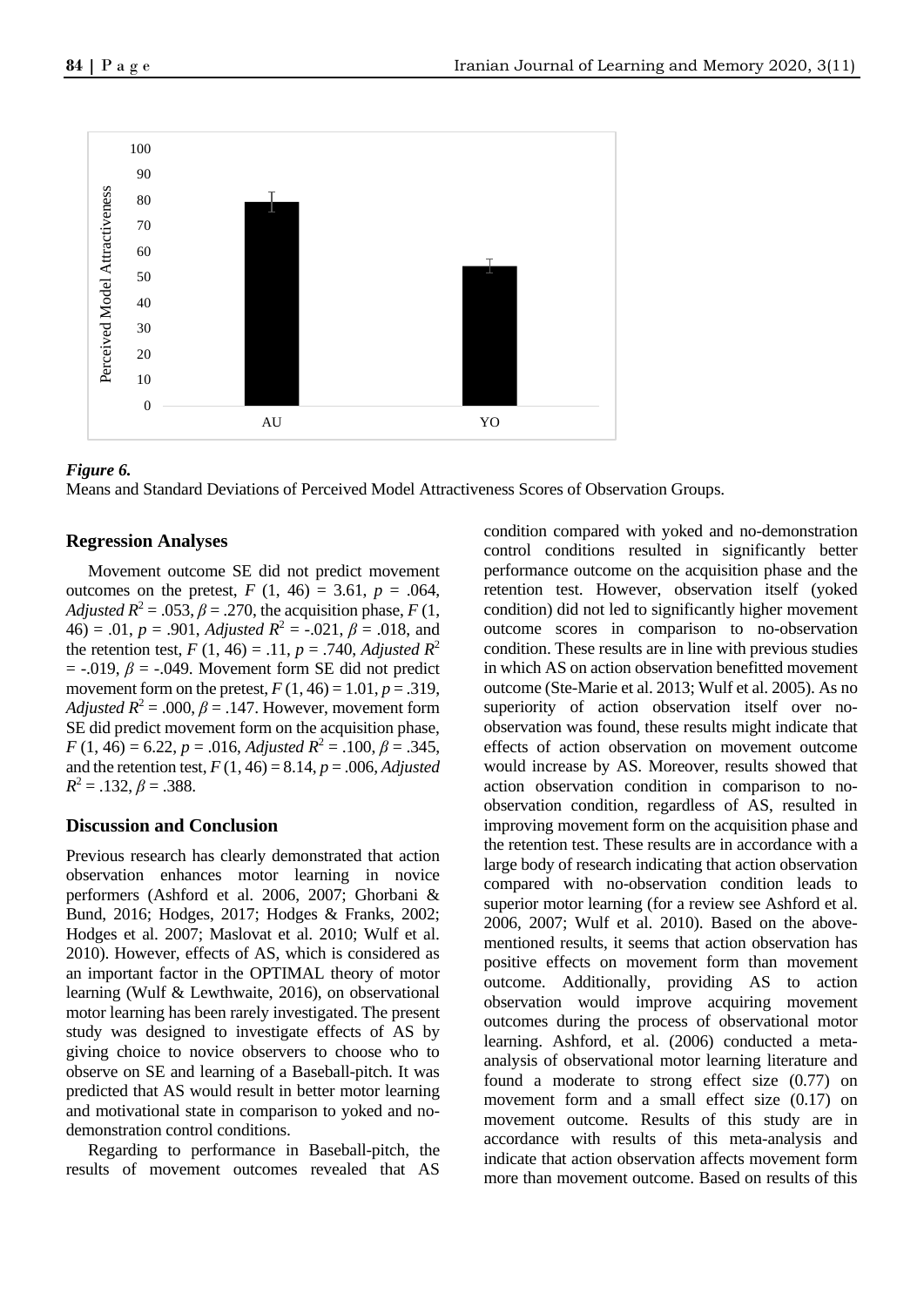*Figure 6.*
Means and Standard Deviations of Perceived Model Attractiveness Scores of Observation Groups.

## Regression Analyses

Movement outcome SE did not predict movement outcomes on the pretest, $F$ (1, 46) = 3.61, $p$ = .064, *Adjusted* $R^2$ = .053, $\beta$ = .270, the acquisition phase, $F$ (1, 46) = .01, $p$ = .901, *Adjusted* $R^2$ = -.021, $\beta$ = .018, and the retention test, $F$ (1, 46) = .11, $p$ = .740, *Adjusted* $R^2$ = -.019, $\beta$ = -.049. Movement form SE did not predict movement form on the pretest, $F$ (1, 46) = 1.01, $p$ = .319, *Adjusted* $R^2$ = .000, $\beta$ = .147. However, movement form SE did predict movement form on the acquisition phase, $F$ (1, 46) = 6.22, $p$ = .016, *Adjusted* $R^2$ = .100, $\beta$ = .345, and the retention test, $F$ (1, 46) = 8.14, $p$ = .006, *Adjusted* $R^2$ = .132, $\beta$ = .388.

## Discussion and Conclusion

Previous research has clearly demonstrated that action observation enhances motor learning in novice performers (Ashford et al. 2006, 2007; Ghorbani & Bund, 2016; Hodges, 2017; Hodges & Franks, 2002; Hodges et al. 2007; Maslovat et al. 2010; Wulf et al. 2010). However, effects of AS, which is considered as an important factor in the OPTIMAL theory of motor learning (Wulf & Lewthwaite, 2016), on observational motor learning has been rarely investigated. The present study was designed to investigate effects of AS by giving choice to novice observers to choose who to observe on SE and learning of a Baseball-pitch. It was predicted that AS would result in better motor learning and motivational state in comparison to yoked and no-demonstration control conditions.

Regarding to performance in Baseball-pitch, the results of movement outcomes revealed that AS condition compared with yoked and no-demonstration control conditions resulted in significantly better performance outcome on the acquisition phase and the retention test. However, observation itself (yoked condition) did not led to significantly higher movement outcome scores in comparison to no-observation condition. These results are in line with previous studies in which AS on action observation benefitted movement outcome (Ste-Marie et al. 2013; Wulf et al. 2005). As no superiority of action observation itself over no-observation was found, these results might indicate that effects of action observation on movement outcome would increase by AS. Moreover, results showed that action observation condition in comparison to no-observation condition, regardless of AS, resulted in improving movement form on the acquisition phase and the retention test. These results are in accordance with a large body of research indicating that action observation compared with no-observation condition leads to superior motor learning (for a review see Ashford et al. 2006, 2007; Wulf et al. 2010). Based on the above-mentioned results, it seems that action observation has positive effects on movement form than movement outcome. Additionally, providing AS to action observation would improve acquiring movement outcomes during the process of observational motor learning. Ashford, et al. (2006) conducted a meta-analysis of observational motor learning literature and found a moderate to strong effect size (0.77) on movement form and a small effect size (0.17) on movement outcome. Results of this study are in accordance with results of this meta-analysis and indicate that action observation affects movement form more than movement outcome. Based on results of this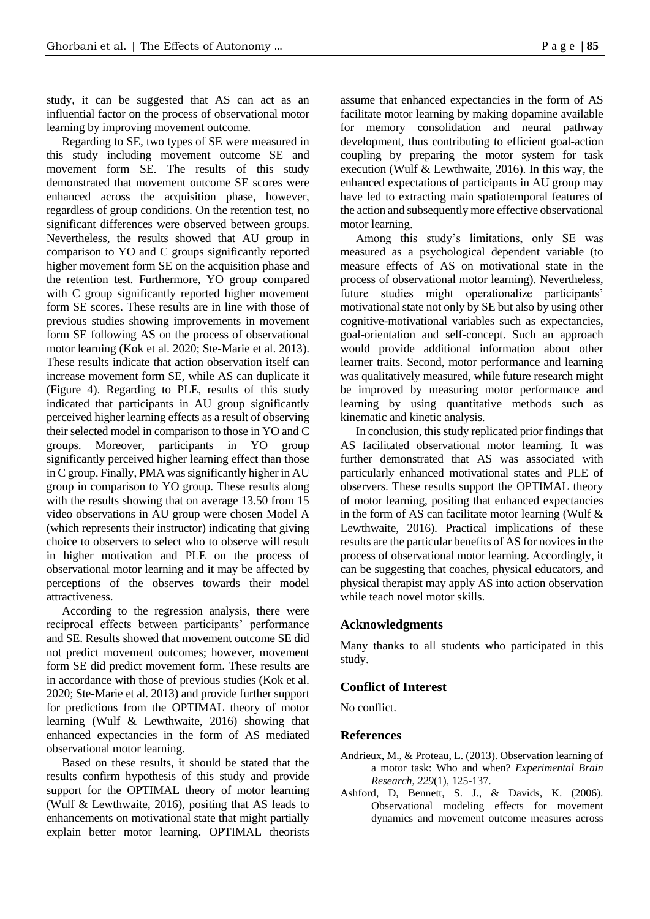study, it can be suggested that AS can act as an influential factor on the process of observational motor learning by improving movement outcome.

Regarding to SE, two types of SE were measured in this study including movement outcome SE and movement form SE. The results of this study demonstrated that movement outcome SE scores were enhanced across the acquisition phase, however, regardless of group conditions. On the retention test, no significant differences were observed between groups. Nevertheless, the results showed that AU group in comparison to YO and C groups significantly reported higher movement form SE on the acquisition phase and the retention test. Furthermore, YO group compared with C group significantly reported higher movement form SE scores. These results are in line with those of previous studies showing improvements in movement form SE following AS on the process of observational motor learning (Kok et al. 2020; Ste-Marie et al. 2013). These results indicate that action observation itself can increase movement form SE, while AS can duplicate it (Figure 4). Regarding to PLE, results of this study indicated that participants in AU group significantly perceived higher learning effects as a result of observing their selected model in comparison to those in YO and C groups. Moreover, participants in YO group significantly perceived higher learning effect than those in C group. Finally, PMA was significantly higher in AU group in comparison to YO group. These results along with the results showing that on average 13.50 from 15 video observations in AU group were chosen Model A (which represents their instructor) indicating that giving choice to observers to select who to observe will result in higher motivation and PLE on the process of observational motor learning and it may be affected by perceptions of the observes towards their model attractiveness.

According to the regression analysis, there were reciprocal effects between participants' performance and SE. Results showed that movement outcome SE did not predict movement outcomes; however, movement form SE did predict movement form. These results are in accordance with those of previous studies (Kok et al. 2020; Ste-Marie et al. 2013) and provide further support for predictions from the OPTIMAL theory of motor learning (Wulf & Lewthwaite, 2016) showing that enhanced expectancies in the form of AS mediated observational motor learning.

Based on these results, it should be stated that the results confirm hypothesis of this study and provide support for the OPTIMAL theory of motor learning (Wulf & Lewthwaite, 2016), positing that AS leads to enhancements on motivational state that might partially explain better motor learning. OPTIMAL theorists assume that enhanced expectancies in the form of AS facilitate motor learning by making dopamine available for memory consolidation and neural pathway development, thus contributing to efficient goal-action coupling by preparing the motor system for task execution (Wulf & Lewthwaite, 2016). In this way, the enhanced expectations of participants in AU group may have led to extracting main spatiotemporal features of the action and subsequently more effective observational motor learning.

Among this study's limitations, only SE was measured as a psychological dependent variable (to measure effects of AS on motivational state in the process of observational motor learning). Nevertheless, future studies might operationalize participants' motivational state not only by SE but also by using other cognitive-motivational variables such as expectancies, goal-orientation and self-concept. Such an approach would provide additional information about other learner traits. Second, motor performance and learning was qualitatively measured, while future research might be improved by measuring motor performance and learning by using quantitative methods such as kinematic and kinetic analysis.

In conclusion, this study replicated prior findings that AS facilitated observational motor learning. It was further demonstrated that AS was associated with particularly enhanced motivational states and PLE of observers. These results support the OPTIMAL theory of motor learning, positing that enhanced expectancies in the form of AS can facilitate motor learning (Wulf & Lewthwaite, 2016). Practical implications of these results are the particular benefits of AS for novices in the process of observational motor learning. Accordingly, it can be suggesting that coaches, physical educators, and physical therapist may apply AS into action observation while teach novel motor skills.

## Acknowledgments

Many thanks to all students who participated in this study.

## Conflict of Interest

No conflict.

## References

Andrieux, M., & Proteau, L. (2013). Observation learning of a motor task: Who and when? *Experimental Brain Research*, *229*(1), 125-137.

Ashford, D, Bennett, S. J., & Davids, K. (2006). Observational modeling effects for movement dynamics and movement outcome measures across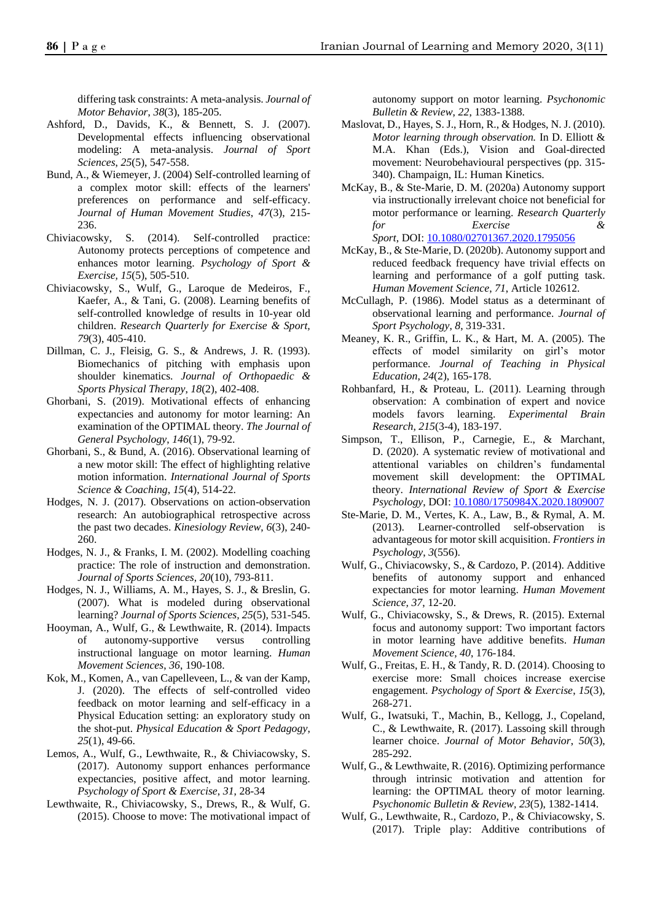differing task constraints: A meta-analysis. *Journal of Motor Behavior*, *38*(3), 185-205.

Ashford, D., Davids, K., & Bennett, S. J. (2007). Developmental effects influencing observational modeling: A meta-analysis. *Journal of Sport Sciences*, *25*(5), 547-558.

Bund, A., & Wiemeyer, J. (2004) Self-controlled learning of a complex motor skill: effects of the learners' preferences on performance and self-efficacy. *Journal of Human Movement Studies*, *47*(3), 215-236.

Chiviacowsky, S. (2014). Self-controlled practice: Autonomy protects perceptions of competence and enhances motor learning. *Psychology of Sport & Exercise, 15*(5), 505-510.

Chiviacowsky, S., Wulf, G., Laroque de Medeiros, F., Kaefer, A., & Tani, G. (2008). Learning benefits of self-controlled knowledge of results in 10-year old children. *Research Quarterly for Exercise & Sport, 79*(3), 405-410.

Dillman, C. J., Fleisig, G. S., & Andrews, J. R. (1993). Biomechanics of pitching with emphasis upon shoulder kinematics. *Journal of Orthopaedic & Sports Physical Therapy*, *18*(2), 402-408.

Ghorbani, S. (2019). Motivational effects of enhancing expectancies and autonomy for motor learning: An examination of the OPTIMAL theory. *The Journal of General Psychology*, *146*(1), 79-92.

Ghorbani, S., & Bund, A. (2016). Observational learning of a new motor skill: The effect of highlighting relative motion information. *International Journal of Sports Science & Coaching*, *15*(4), 514-22.

Hodges, N. J. (2017). Observations on action-observation research: An autobiographical retrospective across the past two decades. *Kinesiology Review*, *6*(3), 240-260.

Hodges, N. J., & Franks, I. M. (2002). Modelling coaching practice: The role of instruction and demonstration. *Journal of Sports Sciences, 20*(10), 793-811.

Hodges, N. J., Williams, A. M., Hayes, S. J., & Breslin, G. (2007). What is modeled during observational learning? *Journal of Sports Sciences, 25*(5), 531-545.

Hooyman, A., Wulf, G., & Lewthwaite, R. (2014). Impacts of autonomy-supportive versus controlling instructional language on motor learning. *Human Movement Sciences*, *36*, 190-108.

Kok, M., Komen, A., van Capelleveen, L., & van der Kamp, J. (2020). The effects of self-controlled video feedback on motor learning and self-efficacy in a Physical Education setting: an exploratory study on the shot-put. *Physical Education & Sport Pedagogy*, *25*(1), 49-66.

Lemos, A., Wulf, G., Lewthwaite, R., & Chiviacowsky, S. (2017). Autonomy support enhances performance expectancies, positive affect, and motor learning. *Psychology of Sport & Exercise*, *31*, 28-34

Lewthwaite, R., Chiviacowsky, S., Drews, R., & Wulf, G. (2015). Choose to move: The motivational impact of autonomy support on motor learning. *Psychonomic Bulletin & Review*, *22*, 1383-1388.

Maslovat, D., Hayes, S. J., Horn, R., & Hodges, N. J. (2010). *Motor learning through observation.* In D. Elliott & M.A. Khan (Eds.), Vision and Goal-directed movement: Neurobehavioural perspectives (pp. 315-340). Champaign, IL: Human Kinetics.

McKay, B., & Ste-Marie, D. M. (2020a) Autonomy support via instructionally irrelevant choice not beneficial for motor performance or learning. *Research Quarterly for Exercise & Sport*, DOI: 10.1080/02701367.2020.1795056

McKay, B., & Ste-Marie, D. (2020b). Autonomy support and reduced feedback frequency have trivial effects on learning and performance of a golf putting task. *Human Movement Science*, *71*, Article 102612.

McCullagh, P. (1986). Model status as a determinant of observational learning and performance. *Journal of Sport Psychology*, *8*, 319-331.

Meaney, K. R., Griffin, L. K., & Hart, M. A. (2005). The effects of model similarity on girl's motor performance. *Journal of Teaching in Physical Education*, *24*(2), 165-178.

Rohbanfard, H., & Proteau, L. (2011). Learning through observation: A combination of expert and novice models favors learning. *Experimental Brain Research*, *215*(3-4), 183-197.

Simpson, T., Ellison, P., Carnegie, E., & Marchant, D. (2020). A systematic review of motivational and attentional variables on children's fundamental movement skill development: the OPTIMAL theory. *International Review of Sport & Exercise Psychology*, DOI: 10.1080/1750984X.2020.1809007

Ste-Marie, D. M., Vertes, K. A., Law, B., & Rymal, A. M. (2013). Learner-controlled self-observation is advantageous for motor skill acquisition. *Frontiers in Psychology*, *3*(556).

Wulf, G., Chiviacowsky, S., & Cardozo, P. (2014). Additive benefits of autonomy support and enhanced expectancies for motor learning. *Human Movement Science, 37*, 12-20.

Wulf, G., Chiviacowsky, S., & Drews, R. (2015). External focus and autonomy support: Two important factors in motor learning have additive benefits. *Human Movement Science, 40*, 176-184.

Wulf, G., Freitas, E. H., & Tandy, R. D. (2014). Choosing to exercise more: Small choices increase exercise engagement. *Psychology of Sport & Exercise, 15*(3), 268-271.

Wulf, G., Iwatsuki, T., Machin, B., Kellogg, J., Copeland, C., & Lewthwaite, R. (2017). Lassoing skill through learner choice. *Journal of Motor Behavior*, *50*(3), 285-292.

Wulf, G., & Lewthwaite, R. (2016). Optimizing performance through intrinsic motivation and attention for learning: the OPTIMAL theory of motor learning. *Psychonomic Bulletin & Review*, *23*(5), 1382-1414.

Wulf, G., Lewthwaite, R., Cardozo, P., & Chiviacowsky, S. (2017). Triple play: Additive contributions of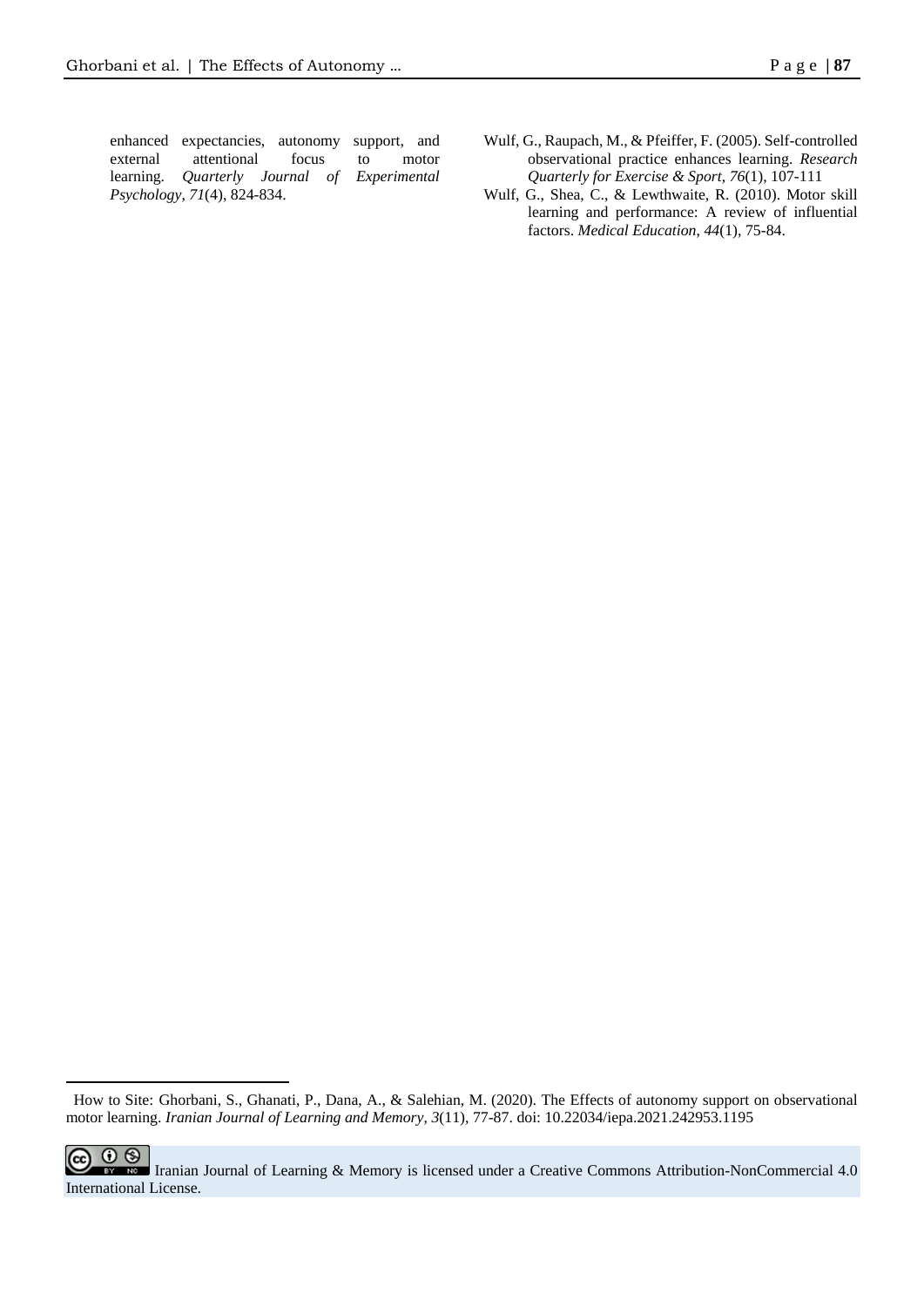enhanced expectancies, autonomy support, and external attentional focus to motor learning. *Quarterly Journal of Experimental Psychology, 71*(4), 824-834.

Wulf, G., Raupach, M., & Pfeiffer, F. (2005). Self-controlled observational practice enhances learning. *Research Quarterly for Exercise & Sport, 76*(1), 107-111

Wulf, G., Shea, C., & Lewthwaite, R. (2010). Motor skill learning and performance: A review of influential factors. *Medical Education, 44*(1), 75-84.

How to Site: Ghorbani, S., Ghanati, P., Dana, A., & Salehian, M. (2020). The Effects of autonomy support on observational motor learning. *Iranian Journal of Learning and Memory, 3*(11), 77-87. doi: 10.22034/iepa.2021.242953.1195

Iranian Journal of Learning & Memory is licensed under a Creative Commons Attribution-NonCommercial 4.0 International License.